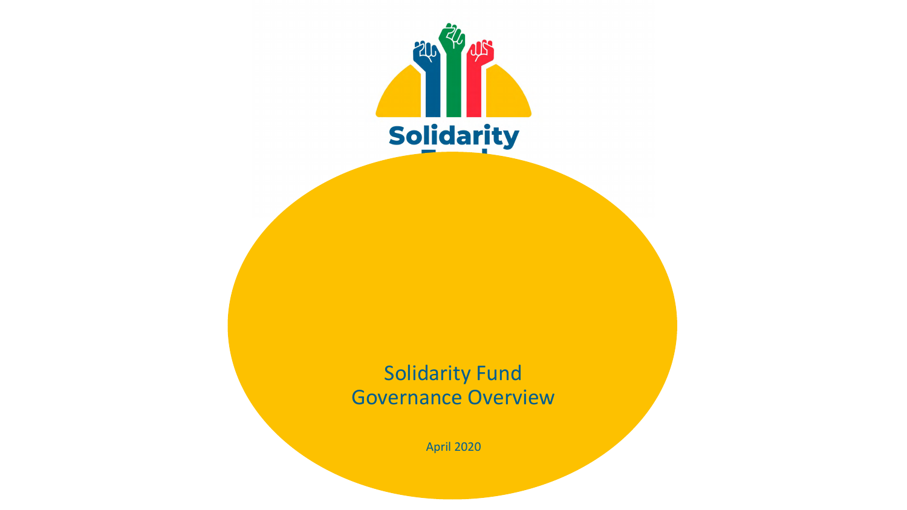Solidarity Fund

# Solidarity Fund Governance Overview

April 2020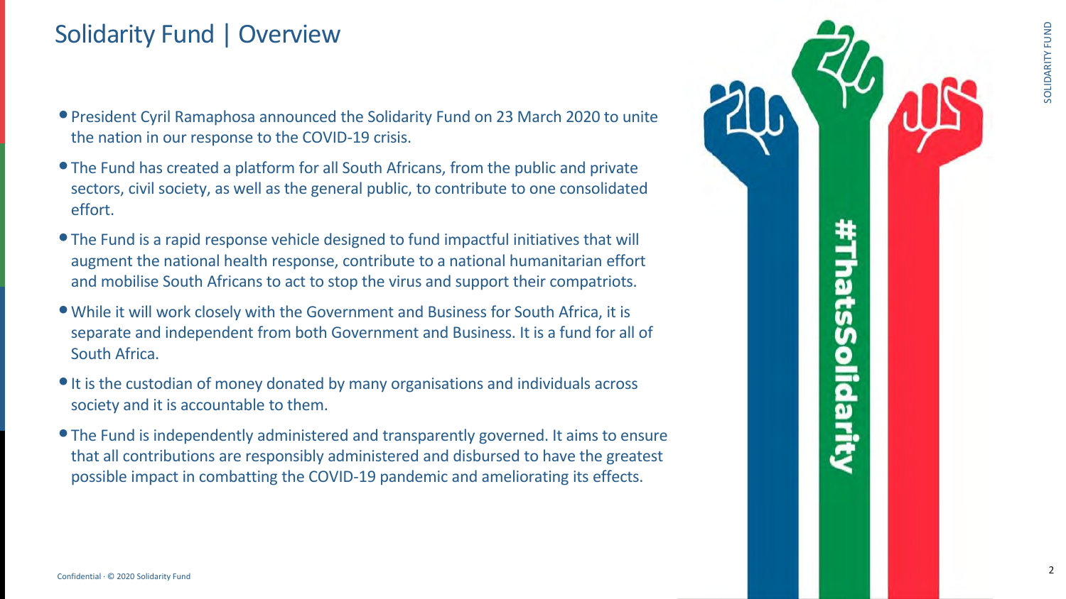# Solidarity Fund | Overview

- President Cyril Ramaphosa announced the Solidarity Fund on 23 March 2020 to unite the nation in our response to the COVID-19 crisis.
- The Fund has created a platform for all South Africans, from the public and private sectors, civil society, as well as the general public, to contribute to one consolidated effort.
- The Fund is a rapid response vehicle designed to fund impactful initiatives that will augment the national health response, contribute to a national humanitarian effort and mobilise South Africans to act to stop the virus and support their compatriots.
- While it will work closely with the Government and Business for South Africa, it is separate and independent from both Government and Business. It is a fund for all of South Africa.
- It is the custodian of money donated by many organisations and individuals across society and it is accountable to them.
- The Fund is independently administered and transparently governed. It aims to ensure that all contributions are responsibly administered and disbursed to have the greatest possible impact in combatting the COVID-19 pandemic and ameliorating its effects.

#ThatsSolidarity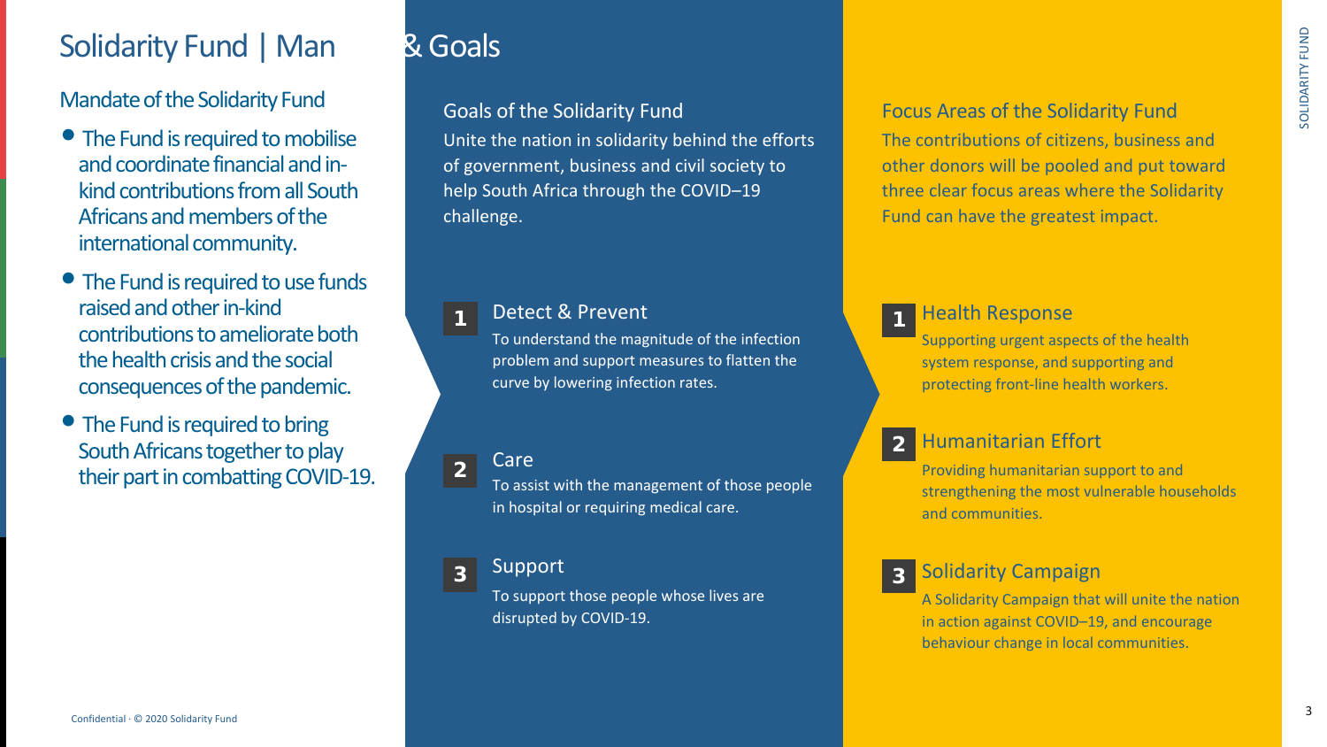# Solidarity Fund | Man & Goals

## Mandate of the Solidarity Fund

- The Fund is required to mobilise and coordinate financial and in-kind contributions from all South Africans and members of the international community.
- The Fund is required to use funds raised and other in-kind contributions to ameliorate both the health crisis and the social consequences of the pandemic.
- The Fund is required to bring South Africans together to play their part in combatting COVID-19.

## Goals of the Solidarity Fund

Unite the nation in solidarity behind the efforts of government, business and civil society to help South Africa through the COVID–19 challenge.

### 1 Detect & Prevent

To understand the magnitude of the infection problem and support measures to flatten the curve by lowering infection rates.

### 2 Care

To assist with the management of those people in hospital or requiring medical care.

### 3 Support

To support those people whose lives are disrupted by COVID-19.

## Focus Areas of the Solidarity Fund

The contributions of citizens, business and other donors will be pooled and put toward three clear focus areas where the Solidarity Fund can have the greatest impact.

### 1 Health Response

Supporting urgent aspects of the health system response, and supporting and protecting front-line health workers.

### 2 Humanitarian Effort

Providing humanitarian support to and strengthening the most vulnerable households and communities.

### 3 Solidarity Campaign

A Solidarity Campaign that will unite the nation in action against COVID–19, and encourage behaviour change in local communities.

Confidential · © 2020 Solidarity Fund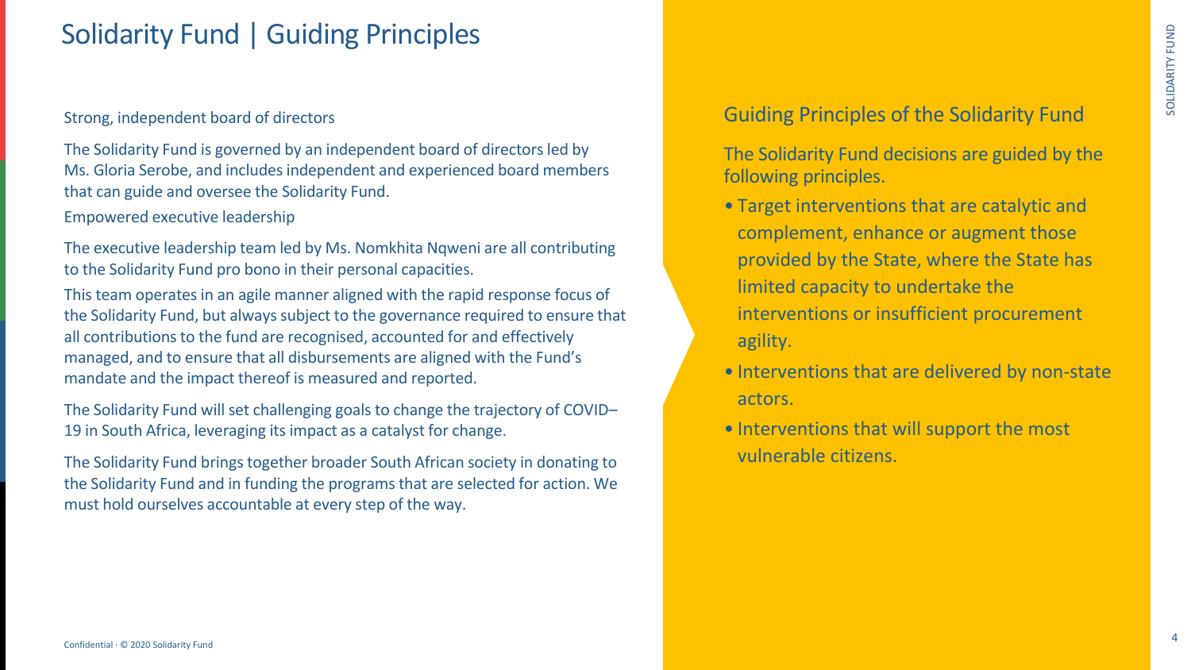# Solidarity Fund | Guiding Principles

Strong, independent board of directors

The Solidarity Fund is governed by an independent board of directors led by Ms. Gloria Serobe, and includes independent and experienced board members that can guide and oversee the Solidarity Fund.

Empowered executive leadership

The executive leadership team led by Ms. Nomkhita Nqweni are all contributing to the Solidarity Fund pro bono in their personal capacities.

This team operates in an agile manner aligned with the rapid response focus of the Solidarity Fund, but always subject to the governance required to ensure that all contributions to the fund are recognised, accounted for and effectively managed, and to ensure that all disbursements are aligned with the Fund's mandate and the impact thereof is measured and reported.

The Solidarity Fund will set challenging goals to change the trajectory of COVID–19 in South Africa, leveraging its impact as a catalyst for change.

The Solidarity Fund brings together broader South African society in donating to the Solidarity Fund and in funding the programs that are selected for action. We must hold ourselves accountable at every step of the way.

## Guiding Principles of the Solidarity Fund

The Solidarity Fund decisions are guided by the following principles.

- Target interventions that are catalytic and complement, enhance or augment those provided by the State, where the State has limited capacity to undertake the interventions or insufficient procurement agility.
- Interventions that are delivered by non-state actors.
- Interventions that will support the most vulnerable citizens.

Confidential · © 2020 Solidarity Fund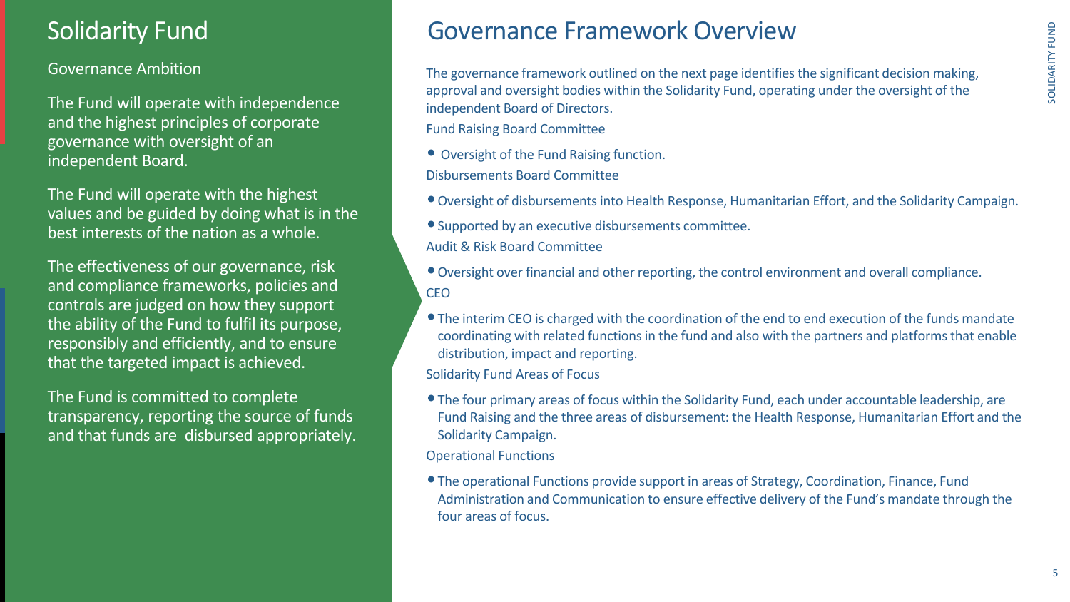# Solidarity Fund

## Governance Ambition

The Fund will operate with independence and the highest principles of corporate governance with oversight of an independent Board.

The Fund will operate with the highest values and be guided by doing what is in the best interests of the nation as a whole.

The effectiveness of our governance, risk and compliance frameworks, policies and controls are judged on how they support the ability of the Fund to fulfil its purpose, responsibly and efficiently, and to ensure that the targeted impact is achieved.

The Fund is committed to complete transparency, reporting the source of funds and that funds are disbursed appropriately.

# Governance Framework Overview

The governance framework outlined on the next page identifies the significant decision making, approval and oversight bodies within the Solidarity Fund, operating under the oversight of the independent Board of Directors.

### Fund Raising Board Committee

- Oversight of the Fund Raising function.

### Disbursements Board Committee

- Oversight of disbursements into Health Response, Humanitarian Effort, and the Solidarity Campaign.
- Supported by an executive disbursements committee.

### Audit & Risk Board Committee

- Oversight over financial and other reporting, the control environment and overall compliance.

### CEO

- The interim CEO is charged with the coordination of the end to end execution of the funds mandate coordinating with related functions in the fund and also with the partners and platforms that enable distribution, impact and reporting.

### Solidarity Fund Areas of Focus

- The four primary areas of focus within the Solidarity Fund, each under accountable leadership, are Fund Raising and the three areas of disbursement: the Health Response, Humanitarian Effort and the Solidarity Campaign.

### Operational Functions

- The operational Functions provide support in areas of Strategy, Coordination, Finance, Fund Administration and Communication to ensure effective delivery of the Fund's mandate through the four areas of focus.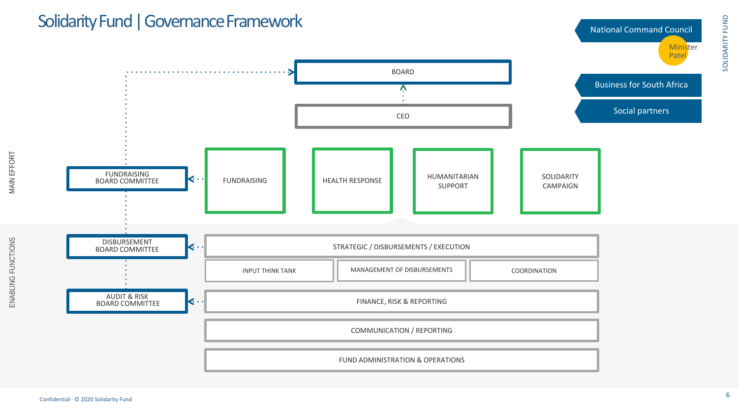# Solidarity Fund | Governance Framework

- National Command Council
  - Minister Patel
- Business for South Africa
- Social partners

BOARD

CEO

MAIN EFFORT

- FUNDRAISING BOARD COMMITTEE
- FUNDRAISING
- HEALTH RESPONSE
- HUMANITARIAN SUPPORT
- SOLIDARITY CAMPAIGN

ENABLING FUNCTIONS

- DISBURSEMENT BOARD COMMITTEE
- STRATEGIC / DISBURSEMENTS / EXECUTION
  - INPUT THINK TANK
  - MANAGEMENT OF DISBURSEMENTS
  - COORDINATION
- AUDIT & RISK BOARD COMMITTEE
- FINANCE, RISK & REPORTING
- COMMUNICATION / REPORTING
- FUND ADMINISTRATION & OPERATIONS

Confidential · © 2020 Solidarity Fund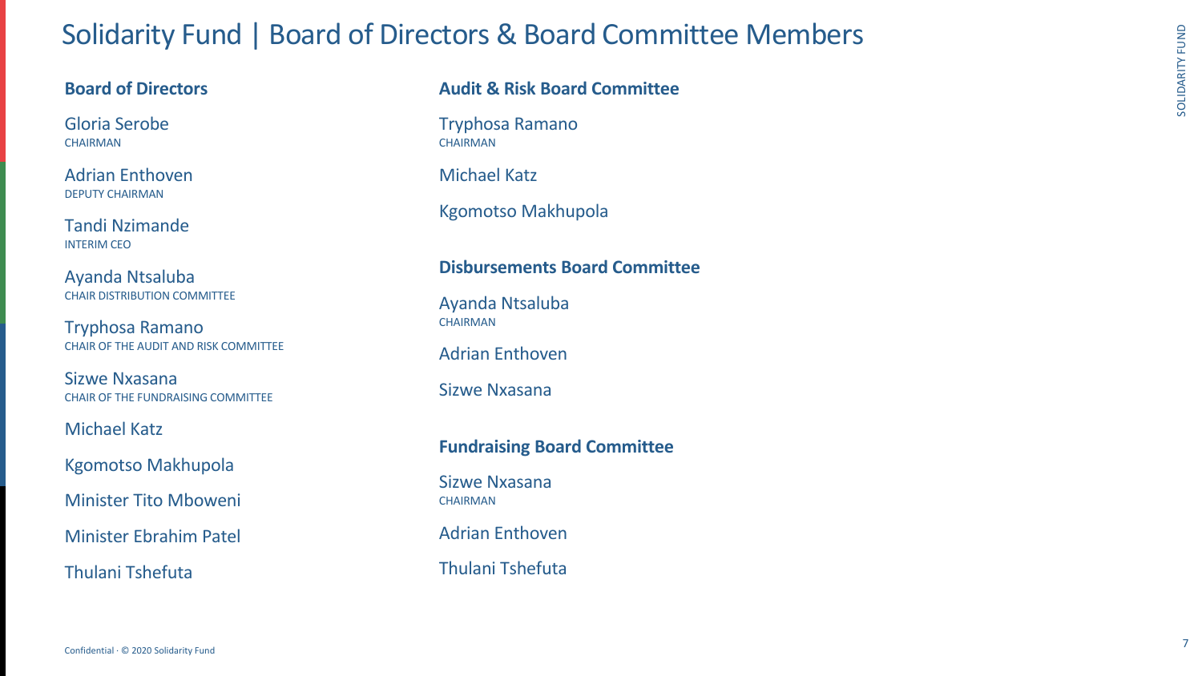# Solidarity Fund | Board of Directors & Board Committee Members

## Board of Directors

Gloria Serobe
CHAIRMAN

Adrian Enthoven
DEPUTY CHAIRMAN

Tandi Nzimande
INTERIM CEO

Ayanda Ntsaluba
CHAIR DISTRIBUTION COMMITTEE

Tryphosa Ramano
CHAIR OF THE AUDIT AND RISK COMMITTEE

Sizwe Nxasana
CHAIR OF THE FUNDRAISING COMMITTEE

Michael Katz

Kgomotso Makhupola

Minister Tito Mboweni

Minister Ebrahim Patel

Thulani Tshefuta

## Audit & Risk Board Committee

Tryphosa Ramano
CHAIRMAN

Michael Katz

Kgomotso Makhupola

## Disbursements Board Committee

Ayanda Ntsaluba
CHAIRMAN

Adrian Enthoven

Sizwe Nxasana

## Fundraising Board Committee

Sizwe Nxasana
CHAIRMAN

Adrian Enthoven

Thulani Tshefuta

Confidential · © 2020 Solidarity Fund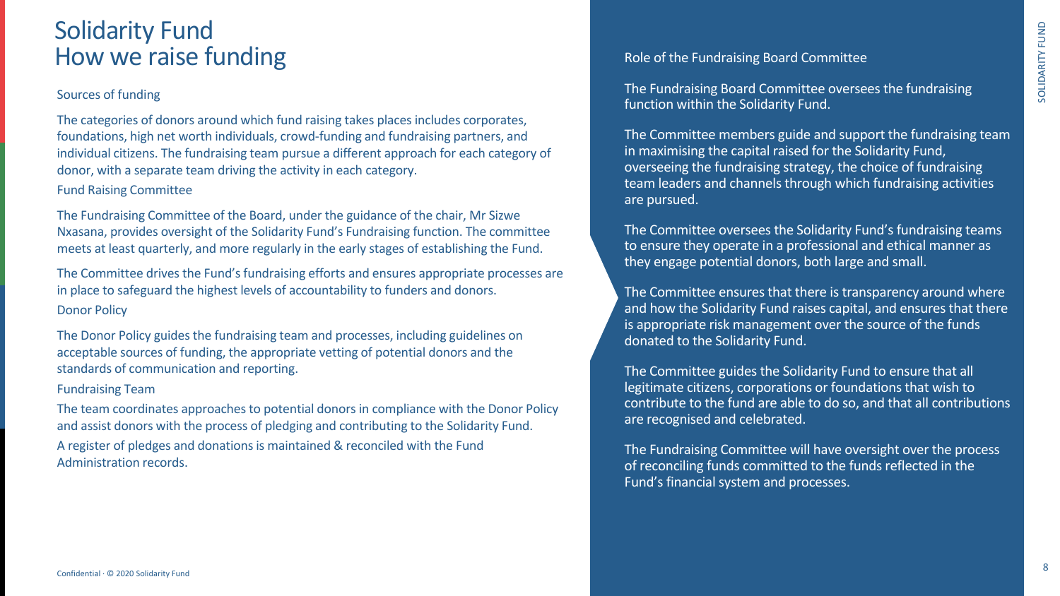# Solidarity Fund
# How we raise funding

### Sources of funding

The categories of donors around which fund raising takes places includes corporates, foundations, high net worth individuals, crowd-funding and fundraising partners, and individual citizens. The fundraising team pursue a different approach for each category of donor, with a separate team driving the activity in each category.

### Fund Raising Committee

The Fundraising Committee of the Board, under the guidance of the chair, Mr Sizwe Nxasana, provides oversight of the Solidarity Fund's Fundraising function. The committee meets at least quarterly, and more regularly in the early stages of establishing the Fund.

The Committee drives the Fund's fundraising efforts and ensures appropriate processes are in place to safeguard the highest levels of accountability to funders and donors.

### Donor Policy

The Donor Policy guides the fundraising team and processes, including guidelines on acceptable sources of funding, the appropriate vetting of potential donors and the standards of communication and reporting.

### Fundraising Team

The team coordinates approaches to potential donors in compliance with the Donor Policy and assist donors with the process of pledging and contributing to the Solidarity Fund.

A register of pledges and donations is maintained & reconciled with the Fund Administration records.

### Role of the Fundraising Board Committee

The Fundraising Board Committee oversees the fundraising function within the Solidarity Fund.

The Committee members guide and support the fundraising team in maximising the capital raised for the Solidarity Fund, overseeing the fundraising strategy, the choice of fundraising team leaders and channels through which fundraising activities are pursued.

The Committee oversees the Solidarity Fund's fundraising teams to ensure they operate in a professional and ethical manner as they engage potential donors, both large and small.

The Committee ensures that there is transparency around where and how the Solidarity Fund raises capital, and ensures that there is appropriate risk management over the source of the funds donated to the Solidarity Fund.

The Committee guides the Solidarity Fund to ensure that all legitimate citizens, corporations or foundations that wish to contribute to the fund are able to do so, and that all contributions are recognised and celebrated.

The Fundraising Committee will have oversight over the process of reconciling funds committed to the funds reflected in the Fund's financial system and processes.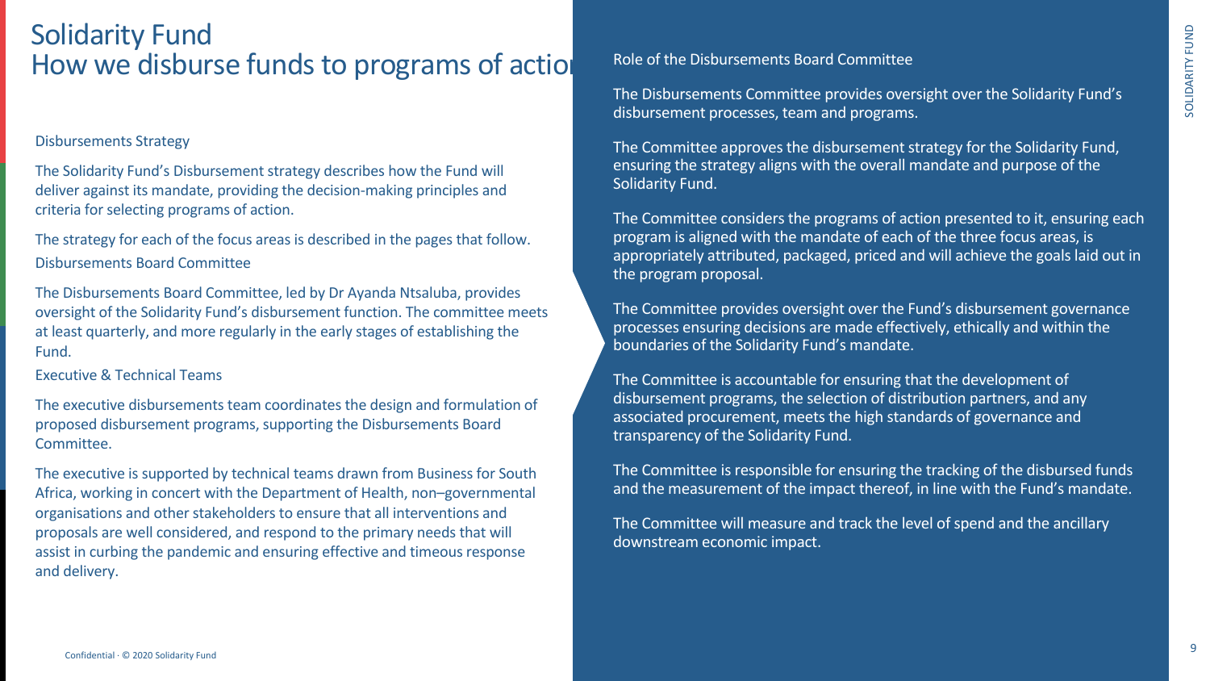# Solidarity Fund
## How we disburse funds to programs of action

### Disbursements Strategy

The Solidarity Fund's Disbursement strategy describes how the Fund will deliver against its mandate, providing the decision-making principles and criteria for selecting programs of action.

The strategy for each of the focus areas is described in the pages that follow.

### Disbursements Board Committee

The Disbursements Board Committee, led by Dr Ayanda Ntsaluba, provides oversight of the Solidarity Fund's disbursement function. The committee meets at least quarterly, and more regularly in the early stages of establishing the Fund.

### Executive & Technical Teams

The executive disbursements team coordinates the design and formulation of proposed disbursement programs, supporting the Disbursements Board Committee.

The executive is supported by technical teams drawn from Business for South Africa, working in concert with the Department of Health, non–governmental organisations and other stakeholders to ensure that all interventions and proposals are well considered, and respond to the primary needs that will assist in curbing the pandemic and ensuring effective and timeous response and delivery.

### Role of the Disbursements Board Committee

The Disbursements Committee provides oversight over the Solidarity Fund's disbursement processes, team and programs.

The Committee approves the disbursement strategy for the Solidarity Fund, ensuring the strategy aligns with the overall mandate and purpose of the Solidarity Fund.

The Committee considers the programs of action presented to it, ensuring each program is aligned with the mandate of each of the three focus areas, is appropriately attributed, packaged, priced and will achieve the goals laid out in the program proposal.

The Committee provides oversight over the Fund's disbursement governance processes ensuring decisions are made effectively, ethically and within the boundaries of the Solidarity Fund's mandate.

The Committee is accountable for ensuring that the development of disbursement programs, the selection of distribution partners, and any associated procurement, meets the high standards of governance and transparency of the Solidarity Fund.

The Committee is responsible for ensuring the tracking of the disbursed funds and the measurement of the impact thereof, in line with the Fund's mandate.

The Committee will measure and track the level of spend and the ancillary downstream economic impact.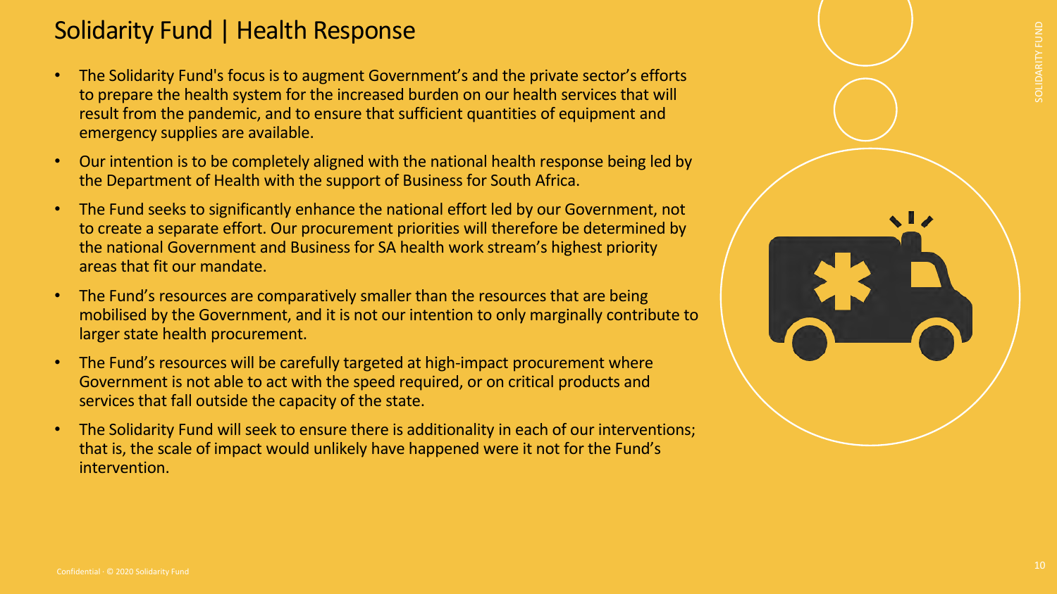# Solidarity Fund | Health Response

- The Solidarity Fund's focus is to augment Government's and the private sector's efforts to prepare the health system for the increased burden on our health services that will result from the pandemic, and to ensure that sufficient quantities of equipment and emergency supplies are available.
- Our intention is to be completely aligned with the national health response being led by the Department of Health with the support of Business for South Africa.
- The Fund seeks to significantly enhance the national effort led by our Government, not to create a separate effort. Our procurement priorities will therefore be determined by the national Government and Business for SA health work stream's highest priority areas that fit our mandate.
- The Fund's resources are comparatively smaller than the resources that are being mobilised by the Government, and it is not our intention to only marginally contribute to larger state health procurement.
- The Fund's resources will be carefully targeted at high-impact procurement where Government is not able to act with the speed required, or on critical products and services that fall outside the capacity of the state.
- The Solidarity Fund will seek to ensure there is additionality in each of our interventions; that is, the scale of impact would unlikely have happened were it not for the Fund's intervention.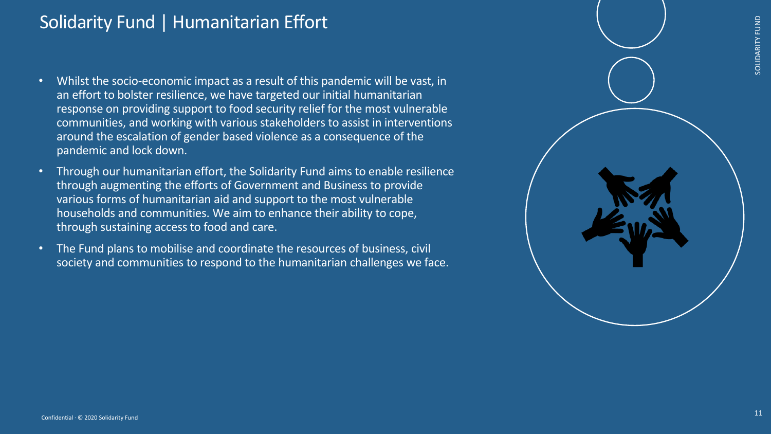# Solidarity Fund | Humanitarian Effort

- Whilst the socio-economic impact as a result of this pandemic will be vast, in an effort to bolster resilience, we have targeted our initial humanitarian response on providing support to food security relief for the most vulnerable communities, and working with various stakeholders to assist in interventions around the escalation of gender based violence as a consequence of the pandemic and lock down.
- Through our humanitarian effort, the Solidarity Fund aims to enable resilience through augmenting the efforts of Government and Business to provide various forms of humanitarian aid and support to the most vulnerable households and communities. We aim to enhance their ability to cope, through sustaining access to food and care.
- The Fund plans to mobilise and coordinate the resources of business, civil society and communities to respond to the humanitarian challenges we face.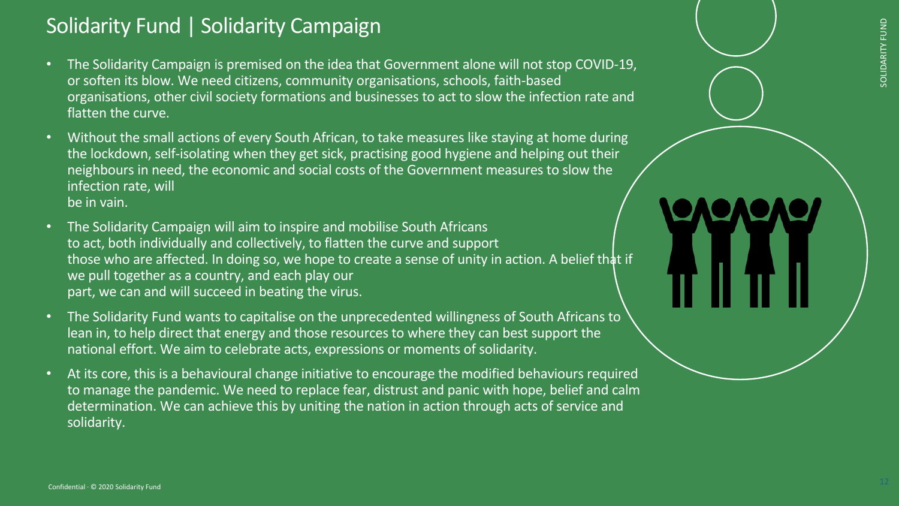## Solidarity Fund | Solidarity Campaign

- The Solidarity Campaign is premised on the idea that Government alone will not stop COVID-19, or soften its blow. We need citizens, community organisations, schools, faith-based organisations, other civil society formations and businesses to act to slow the infection rate and flatten the curve.
- Without the small actions of every South African, to take measures like staying at home during the lockdown, self-isolating when they get sick, practising good hygiene and helping out their neighbours in need, the economic and social costs of the Government measures to slow the infection rate, will be in vain.
- The Solidarity Campaign will aim to inspire and mobilise South Africans to act, both individually and collectively, to flatten the curve and support those who are affected. In doing so, we hope to create a sense of unity in action. A belief that if we pull together as a country, and each play our part, we can and will succeed in beating the virus.
- The Solidarity Fund wants to capitalise on the unprecedented willingness of South Africans to lean in, to help direct that energy and those resources to where they can best support the national effort. We aim to celebrate acts, expressions or moments of solidarity.
- At its core, this is a behavioural change initiative to encourage the modified behaviours required to manage the pandemic. We need to replace fear, distrust and panic with hope, belief and calm determination. We can achieve this by uniting the nation in action through acts of service and solidarity.

Confidential · © 2020 Solidarity Fund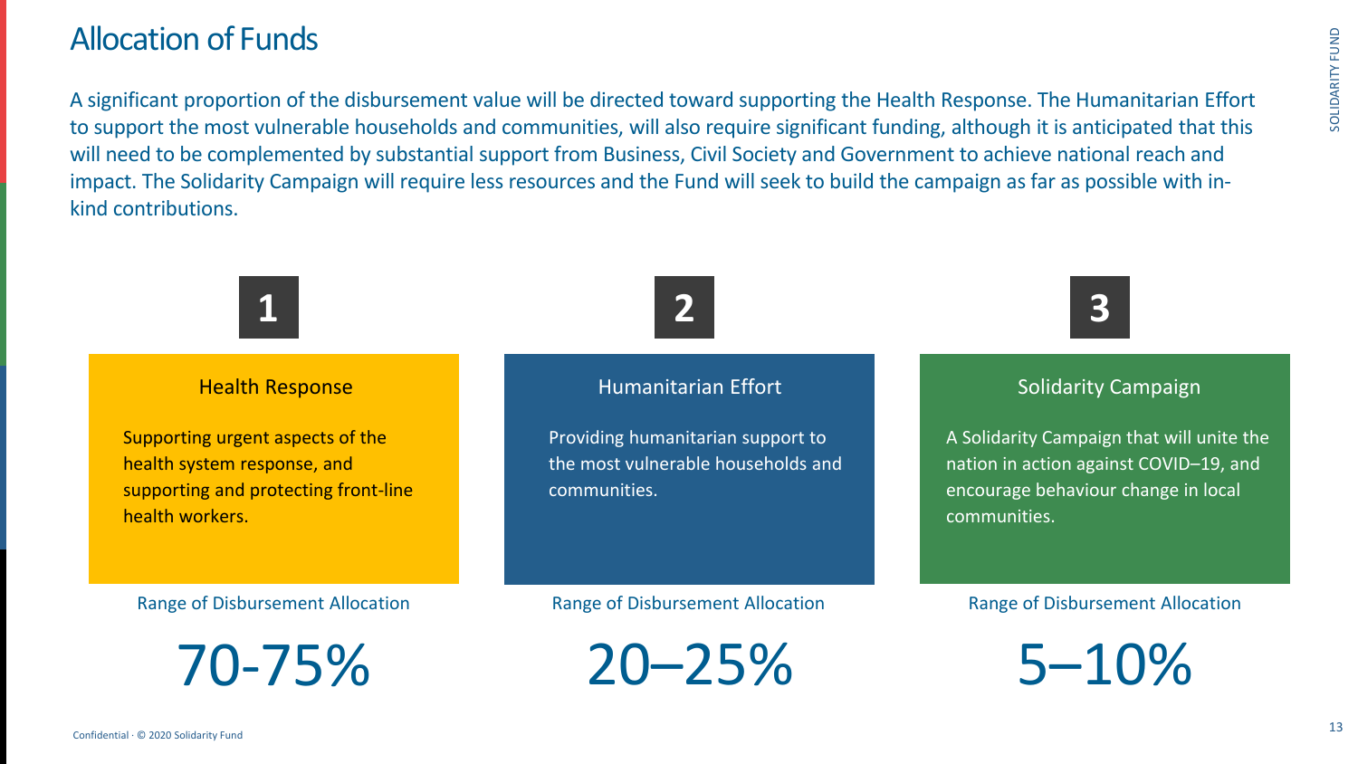# Allocation of Funds

A significant proportion of the disbursement value will be directed toward supporting the Health Response. The Humanitarian Effort to support the most vulnerable households and communities, will also require significant funding, although it is anticipated that this will need to be complemented by substantial support from Business, Civil Society and Government to achieve national reach and impact. The Solidarity Campaign will require less resources and the Fund will seek to build the campaign as far as possible with in-kind contributions.

## 1

### Health Response

Supporting urgent aspects of the health system response, and supporting and protecting front-line health workers.

Range of Disbursement Allocation

**70-75%**

## 2

### Humanitarian Effort

Providing humanitarian support to the most vulnerable households and communities.

Range of Disbursement Allocation

**20–25%**

## 3

### Solidarity Campaign

A Solidarity Campaign that will unite the nation in action against COVID–19, and encourage behaviour change in local communities.

Range of Disbursement Allocation

**5–10%**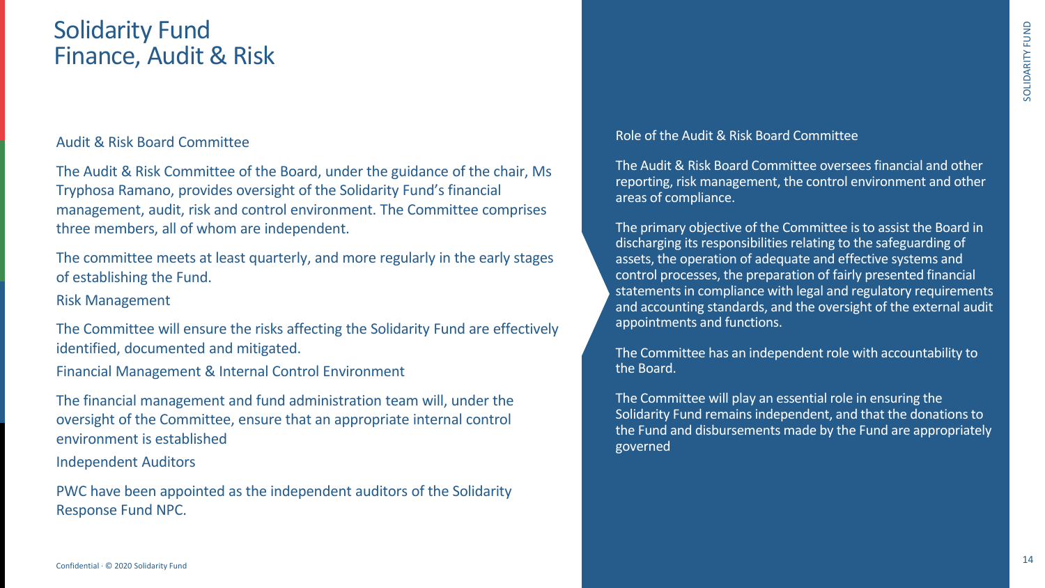# Solidarity Fund
# Finance, Audit & Risk

## Audit & Risk Board Committee

The Audit & Risk Committee of the Board, under the guidance of the chair, Ms Tryphosa Ramano, provides oversight of the Solidarity Fund's financial management, audit, risk and control environment. The Committee comprises three members, all of whom are independent.

The committee meets at least quarterly, and more regularly in the early stages of establishing the Fund.

### Risk Management

The Committee will ensure the risks affecting the Solidarity Fund are effectively identified, documented and mitigated.

### Financial Management & Internal Control Environment

The financial management and fund administration team will, under the oversight of the Committee, ensure that an appropriate internal control environment is established

### Independent Auditors

PWC have been appointed as the independent auditors of the Solidarity Response Fund NPC.

## Role of the Audit & Risk Board Committee

The Audit & Risk Board Committee oversees financial and other reporting, risk management, the control environment and other areas of compliance.

The primary objective of the Committee is to assist the Board in discharging its responsibilities relating to the safeguarding of assets, the operation of adequate and effective systems and control processes, the preparation of fairly presented financial statements in compliance with legal and regulatory requirements and accounting standards, and the oversight of the external audit appointments and functions.

The Committee has an independent role with accountability to the Board.

The Committee will play an essential role in ensuring the Solidarity Fund remains independent, and that the donations to the Fund and disbursements made by the Fund are appropriately governed

Confidential · © 2020 Solidarity Fund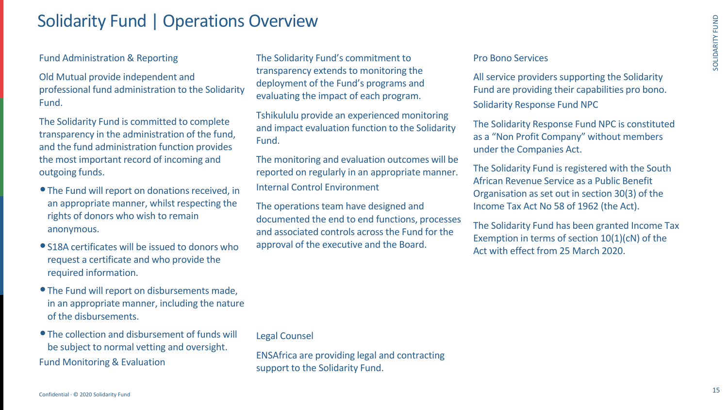# Solidarity Fund | Operations Overview

## Fund Administration & Reporting

Old Mutual provide independent and professional fund administration to the Solidarity Fund.

The Solidarity Fund is committed to complete transparency in the administration of the fund, and the fund administration function provides the most important record of incoming and outgoing funds.

- The Fund will report on donations received, in an appropriate manner, whilst respecting the rights of donors who wish to remain anonymous.
- S18A certificates will be issued to donors who request a certificate and who provide the required information.
- The Fund will report on disbursements made, in an appropriate manner, including the nature of the disbursements.
- The collection and disbursement of funds will be subject to normal vetting and oversight.

## Fund Monitoring & Evaluation

The Solidarity Fund's commitment to transparency extends to monitoring the deployment of the Fund's programs and evaluating the impact of each program.

Tshikululu provide an experienced monitoring and impact evaluation function to the Solidarity Fund.

The monitoring and evaluation outcomes will be reported on regularly in an appropriate manner.

## Internal Control Environment

The operations team have designed and documented the end to end functions, processes and associated controls across the Fund for the approval of the executive and the Board.

## Legal Counsel

ENSAfrica are providing legal and contracting support to the Solidarity Fund.

## Pro Bono Services

All service providers supporting the Solidarity Fund are providing their capabilities pro bono.

## Solidarity Response Fund NPC

The Solidarity Response Fund NPC is constituted as a "Non Profit Company" without members under the Companies Act.

The Solidarity Fund is registered with the South African Revenue Service as a Public Benefit Organisation as set out in section 30(3) of the Income Tax Act No 58 of 1962 (the Act).

The Solidarity Fund has been granted Income Tax Exemption in terms of section 10(1)(cN) of the Act with effect from 25 March 2020.

Confidential · © 2020 Solidarity Fund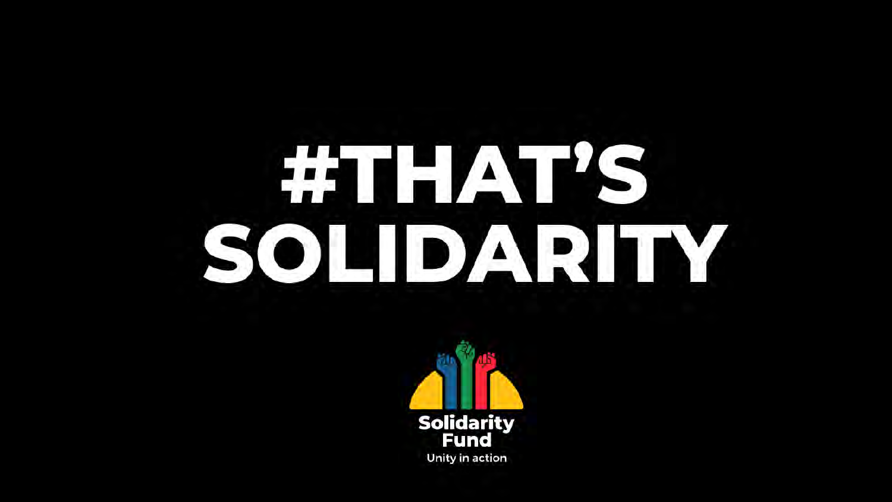# #THAT'S SOLIDARITY

Solidarity Fund

Unity in action